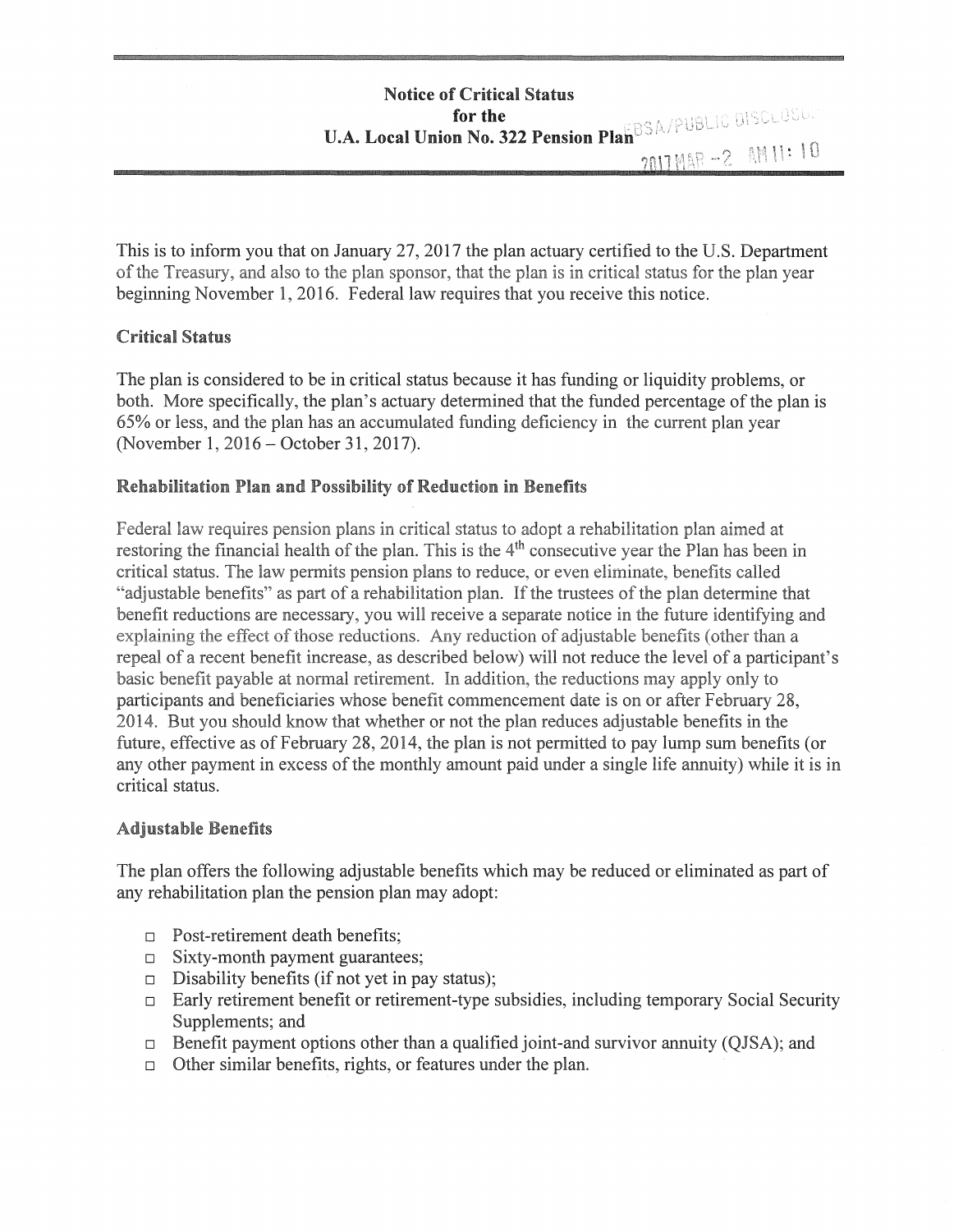# Notice of Critical Status
## for the
## U.A. Local Union No. 322 Pension Plan

This is to inform you that on January 27, 2017 the plan actuary certified to the U.S. Department of the Treasury, and also to the plan sponsor, that the plan is in critical status for the plan year beginning November 1, 2016. Federal law requires that you receive this notice.

### Critical Status

The plan is considered to be in critical status because it has funding or liquidity problems, or both. More specifically, the plan's actuary determined that the funded percentage of the plan is 65% or less, and the plan has an accumulated funding deficiency in the current plan year (November 1, 2016 – October 31, 2017).

### Rehabilitation Plan and Possibility of Reduction in Benefits

Federal law requires pension plans in critical status to adopt a rehabilitation plan aimed at restoring the financial health of the plan. This is the 4th consecutive year the Plan has been in critical status. The law permits pension plans to reduce, or even eliminate, benefits called "adjustable benefits" as part of a rehabilitation plan. If the trustees of the plan determine that benefit reductions are necessary, you will receive a separate notice in the future identifying and explaining the effect of those reductions. Any reduction of adjustable benefits (other than a repeal of a recent benefit increase, as described below) will not reduce the level of a participant's basic benefit payable at normal retirement. In addition, the reductions may apply only to participants and beneficiaries whose benefit commencement date is on or after February 28, 2014. But you should know that whether or not the plan reduces adjustable benefits in the future, effective as of February 28, 2014, the plan is not permitted to pay lump sum benefits (or any other payment in excess of the monthly amount paid under a single life annuity) while it is in critical status.

### Adjustable Benefits

The plan offers the following adjustable benefits which may be reduced or eliminated as part of any rehabilitation plan the pension plan may adopt:

- Post-retirement death benefits;
- Sixty-month payment guarantees;
- Disability benefits (if not yet in pay status);
- Early retirement benefit or retirement-type subsidies, including temporary Social Security Supplements; and
- Benefit payment options other than a qualified joint-and survivor annuity (QJSA); and
- Other similar benefits, rights, or features under the plan.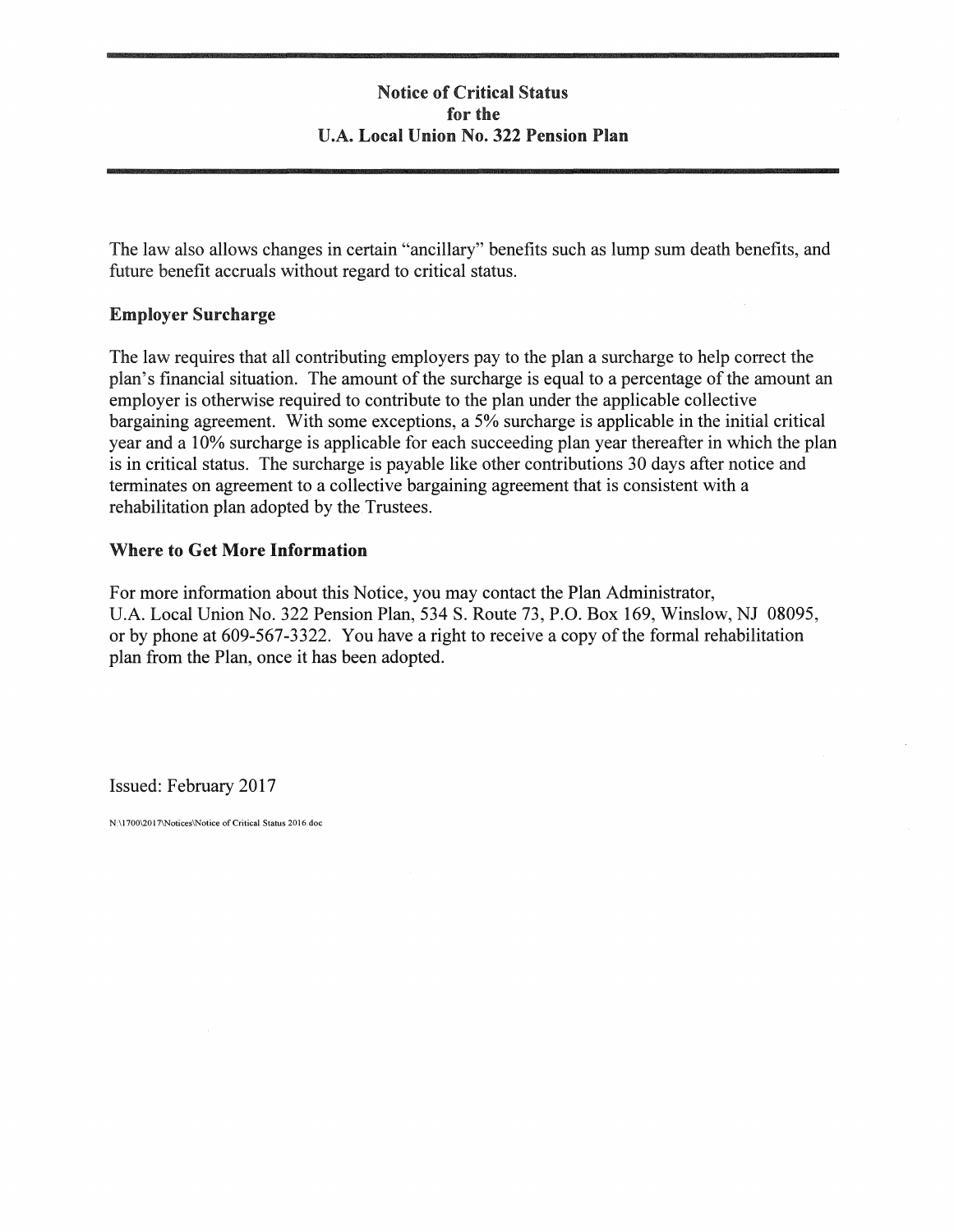The law also allows changes in certain "ancillary" benefits such as lump sum death benefits, and future benefit accruals without regard to critical status.

### Employer Surcharge

The law requires that all contributing employers pay to the plan a surcharge to help correct the plan's financial situation. The amount of the surcharge is equal to a percentage of the amount an employer is otherwise required to contribute to the plan under the applicable collective bargaining agreement. With some exceptions, a 5% surcharge is applicable in the initial critical year and a 10% surcharge is applicable for each succeeding plan year thereafter in which the plan is in critical status. The surcharge is payable like other contributions 30 days after notice and terminates on agreement to a collective bargaining agreement that is consistent with a rehabilitation plan adopted by the Trustees.

### Where to Get More Information

For more information about this Notice, you may contact the Plan Administrator, U.A. Local Union No. 322 Pension Plan, 534 S. Route 73, P.O. Box 169, Winslow, NJ 08095, or by phone at 609-567-3322. You have a right to receive a copy of the formal rehabilitation plan from the Plan, once it has been adopted.

Issued: February 2017

N:\1700\2017\Notices\Notice of Critical Status 2016.doc